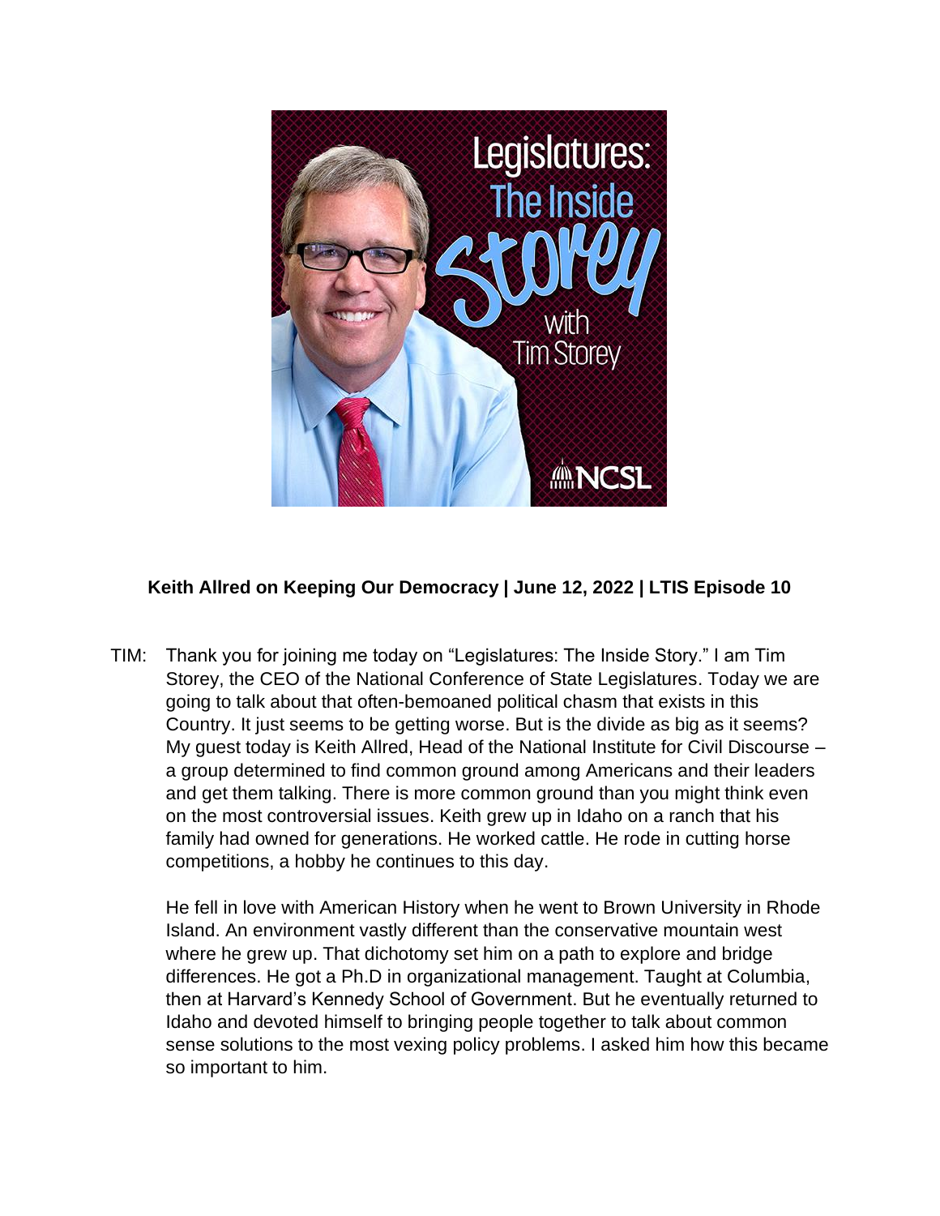**Keith Allred on Keeping Our Democracy | June 12, 2022 | LTIS Episode 10**

TIM: Thank you for joining me today on "Legislatures: The Inside Story." I am Tim Storey, the CEO of the National Conference of State Legislatures. Today we are going to talk about that often-bemoaned political chasm that exists in this Country. It just seems to be getting worse. But is the divide as big as it seems? My guest today is Keith Allred, Head of the National Institute for Civil Discourse – a group determined to find common ground among Americans and their leaders and get them talking. There is more common ground than you might think even on the most controversial issues. Keith grew up in Idaho on a ranch that his family had owned for generations. He worked cattle. He rode in cutting horse competitions, a hobby he continues to this day.

He fell in love with American History when he went to Brown University in Rhode Island. An environment vastly different than the conservative mountain west where he grew up. That dichotomy set him on a path to explore and bridge differences. He got a Ph.D in organizational management. Taught at Columbia, then at Harvard's Kennedy School of Government. But he eventually returned to Idaho and devoted himself to bringing people together to talk about common sense solutions to the most vexing policy problems. I asked him how this became so important to him.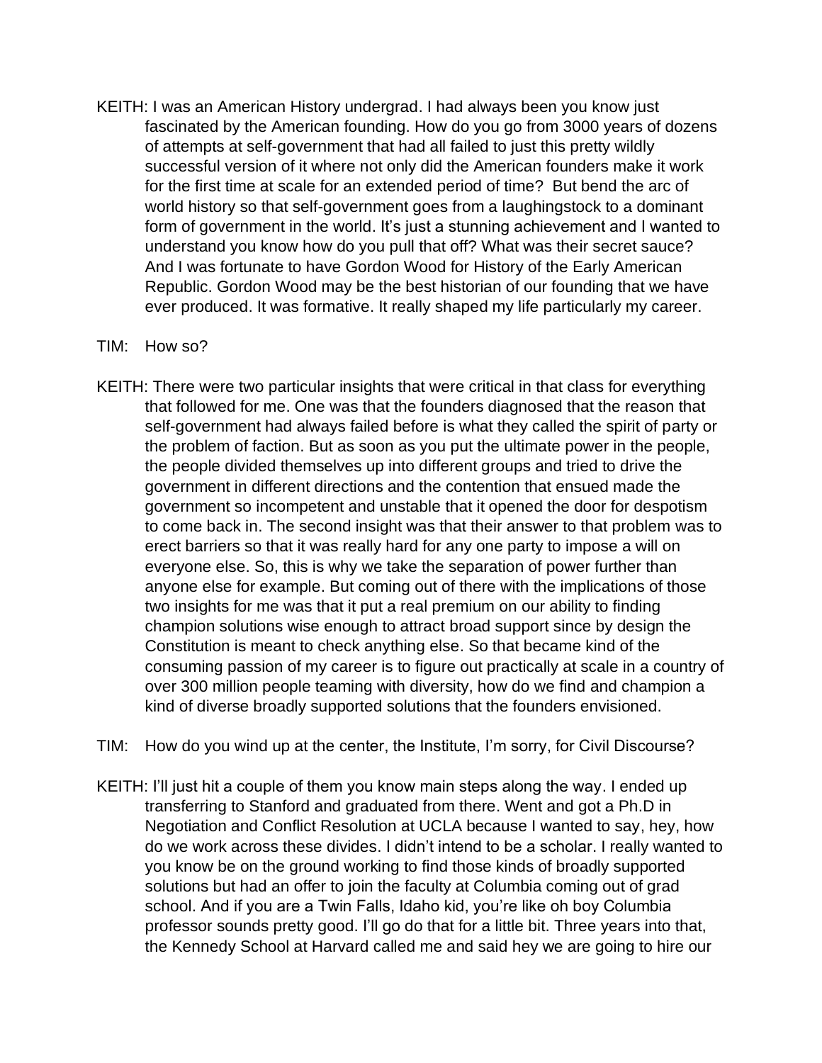KEITH: I was an American History undergrad. I had always been you know just fascinated by the American founding. How do you go from 3000 years of dozens of attempts at self-government that had all failed to just this pretty wildly successful version of it where not only did the American founders make it work for the first time at scale for an extended period of time? But bend the arc of world history so that self-government goes from a laughingstock to a dominant form of government in the world. It's just a stunning achievement and I wanted to understand you know how do you pull that off? What was their secret sauce? And I was fortunate to have Gordon Wood for History of the Early American Republic. Gordon Wood may be the best historian of our founding that we have ever produced. It was formative. It really shaped my life particularly my career.

TIM: How so?

KEITH: There were two particular insights that were critical in that class for everything that followed for me. One was that the founders diagnosed that the reason that self-government had always failed before is what they called the spirit of party or the problem of faction. But as soon as you put the ultimate power in the people, the people divided themselves up into different groups and tried to drive the government in different directions and the contention that ensued made the government so incompetent and unstable that it opened the door for despotism to come back in. The second insight was that their answer to that problem was to erect barriers so that it was really hard for any one party to impose a will on everyone else. So, this is why we take the separation of power further than anyone else for example. But coming out of there with the implications of those two insights for me was that it put a real premium on our ability to finding champion solutions wise enough to attract broad support since by design the Constitution is meant to check anything else. So that became kind of the consuming passion of my career is to figure out practically at scale in a country of over 300 million people teaming with diversity, how do we find and champion a kind of diverse broadly supported solutions that the founders envisioned.

TIM: How do you wind up at the center, the Institute, I'm sorry, for Civil Discourse?

KEITH: I'll just hit a couple of them you know main steps along the way. I ended up transferring to Stanford and graduated from there. Went and got a Ph.D in Negotiation and Conflict Resolution at UCLA because I wanted to say, hey, how do we work across these divides. I didn't intend to be a scholar. I really wanted to you know be on the ground working to find those kinds of broadly supported solutions but had an offer to join the faculty at Columbia coming out of grad school. And if you are a Twin Falls, Idaho kid, you're like oh boy Columbia professor sounds pretty good. I'll go do that for a little bit. Three years into that, the Kennedy School at Harvard called me and said hey we are going to hire our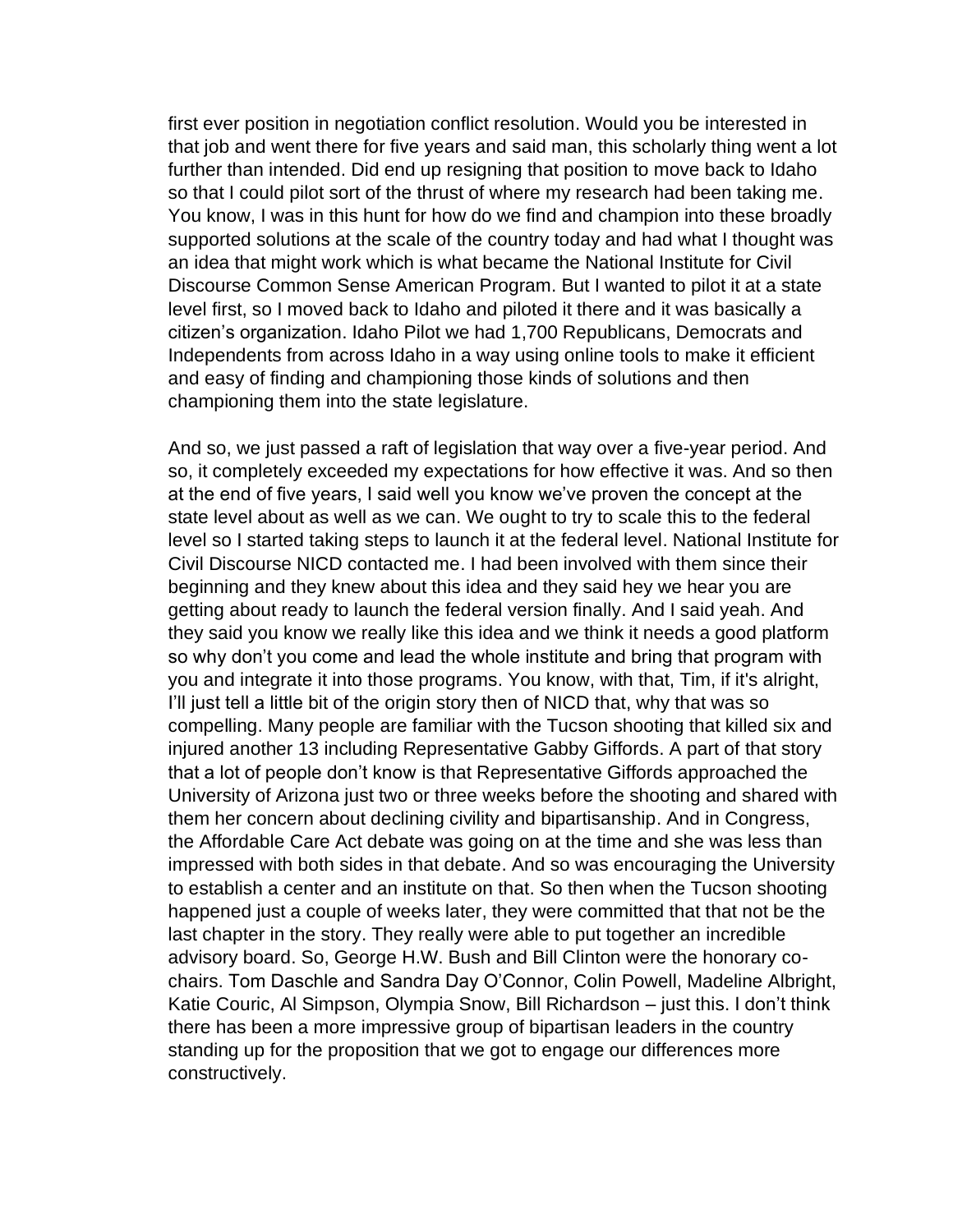first ever position in negotiation conflict resolution. Would you be interested in that job and went there for five years and said man, this scholarly thing went a lot further than intended. Did end up resigning that position to move back to Idaho so that I could pilot sort of the thrust of where my research had been taking me. You know, I was in this hunt for how do we find and champion into these broadly supported solutions at the scale of the country today and had what I thought was an idea that might work which is what became the National Institute for Civil Discourse Common Sense American Program. But I wanted to pilot it at a state level first, so I moved back to Idaho and piloted it there and it was basically a citizen's organization. Idaho Pilot we had 1,700 Republicans, Democrats and Independents from across Idaho in a way using online tools to make it efficient and easy of finding and championing those kinds of solutions and then championing them into the state legislature.

And so, we just passed a raft of legislation that way over a five-year period. And so, it completely exceeded my expectations for how effective it was. And so then at the end of five years, I said well you know we've proven the concept at the state level about as well as we can. We ought to try to scale this to the federal level so I started taking steps to launch it at the federal level. National Institute for Civil Discourse NICD contacted me. I had been involved with them since their beginning and they knew about this idea and they said hey we hear you are getting about ready to launch the federal version finally. And I said yeah. And they said you know we really like this idea and we think it needs a good platform so why don't you come and lead the whole institute and bring that program with you and integrate it into those programs. You know, with that, Tim, if it's alright, I'll just tell a little bit of the origin story then of NICD that, why that was so compelling. Many people are familiar with the Tucson shooting that killed six and injured another 13 including Representative Gabby Giffords. A part of that story that a lot of people don't know is that Representative Giffords approached the University of Arizona just two or three weeks before the shooting and shared with them her concern about declining civility and bipartisanship. And in Congress, the Affordable Care Act debate was going on at the time and she was less than impressed with both sides in that debate. And so was encouraging the University to establish a center and an institute on that. So then when the Tucson shooting happened just a couple of weeks later, they were committed that that not be the last chapter in the story. They really were able to put together an incredible advisory board. So, George H.W. Bush and Bill Clinton were the honorary co-chairs. Tom Daschle and Sandra Day O'Connor, Colin Powell, Madeline Albright, Katie Couric, Al Simpson, Olympia Snow, Bill Richardson – just this. I don't think there has been a more impressive group of bipartisan leaders in the country standing up for the proposition that we got to engage our differences more constructively.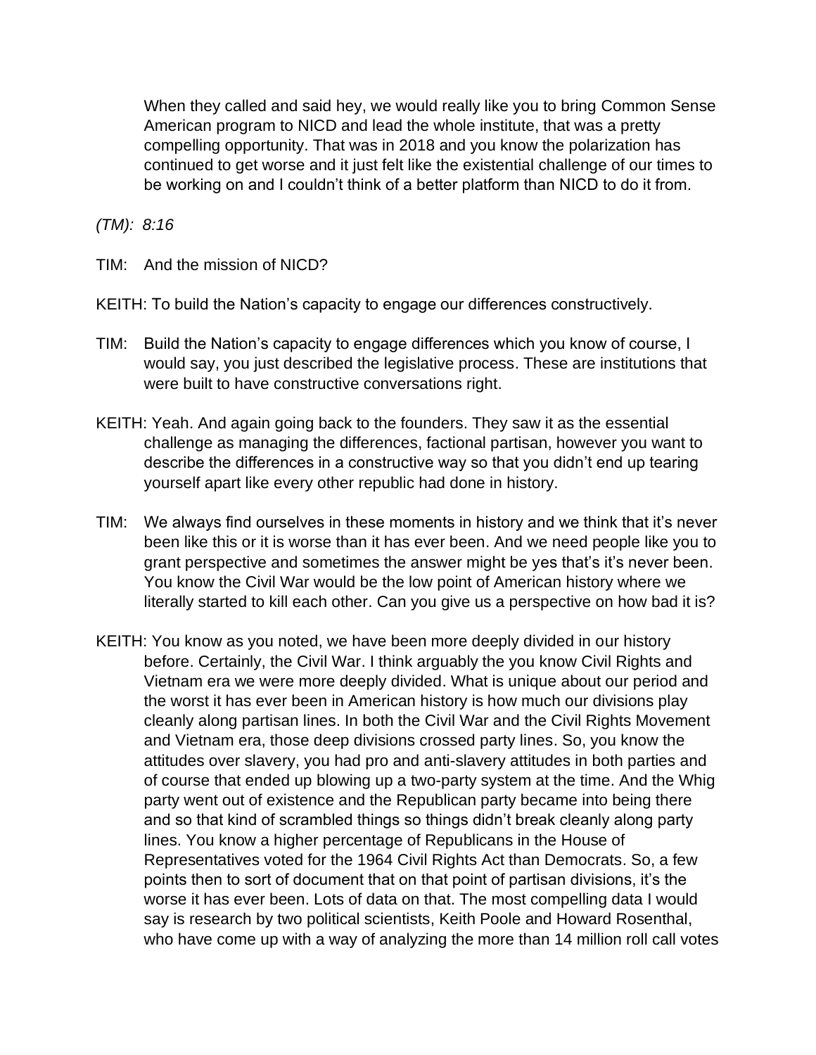When they called and said hey, we would really like you to bring Common Sense American program to NICD and lead the whole institute, that was a pretty compelling opportunity. That was in 2018 and you know the polarization has continued to get worse and it just felt like the existential challenge of our times to be working on and I couldn't think of a better platform than NICD to do it from.

*(TM): 8:16*

TIM: And the mission of NICD?

KEITH: To build the Nation's capacity to engage our differences constructively.

TIM: Build the Nation's capacity to engage differences which you know of course, I would say, you just described the legislative process. These are institutions that were built to have constructive conversations right.

KEITH: Yeah. And again going back to the founders. They saw it as the essential challenge as managing the differences, factional partisan, however you want to describe the differences in a constructive way so that you didn't end up tearing yourself apart like every other republic had done in history.

TIM: We always find ourselves in these moments in history and we think that it's never been like this or it is worse than it has ever been. And we need people like you to grant perspective and sometimes the answer might be yes that's it's never been. You know the Civil War would be the low point of American history where we literally started to kill each other. Can you give us a perspective on how bad it is?

KEITH: You know as you noted, we have been more deeply divided in our history before. Certainly, the Civil War. I think arguably the you know Civil Rights and Vietnam era we were more deeply divided. What is unique about our period and the worst it has ever been in American history is how much our divisions play cleanly along partisan lines. In both the Civil War and the Civil Rights Movement and Vietnam era, those deep divisions crossed party lines. So, you know the attitudes over slavery, you had pro and anti-slavery attitudes in both parties and of course that ended up blowing up a two-party system at the time. And the Whig party went out of existence and the Republican party became into being there and so that kind of scrambled things so things didn't break cleanly along party lines. You know a higher percentage of Republicans in the House of Representatives voted for the 1964 Civil Rights Act than Democrats. So, a few points then to sort of document that on that point of partisan divisions, it's the worse it has ever been. Lots of data on that. The most compelling data I would say is research by two political scientists, Keith Poole and Howard Rosenthal, who have come up with a way of analyzing the more than 14 million roll call votes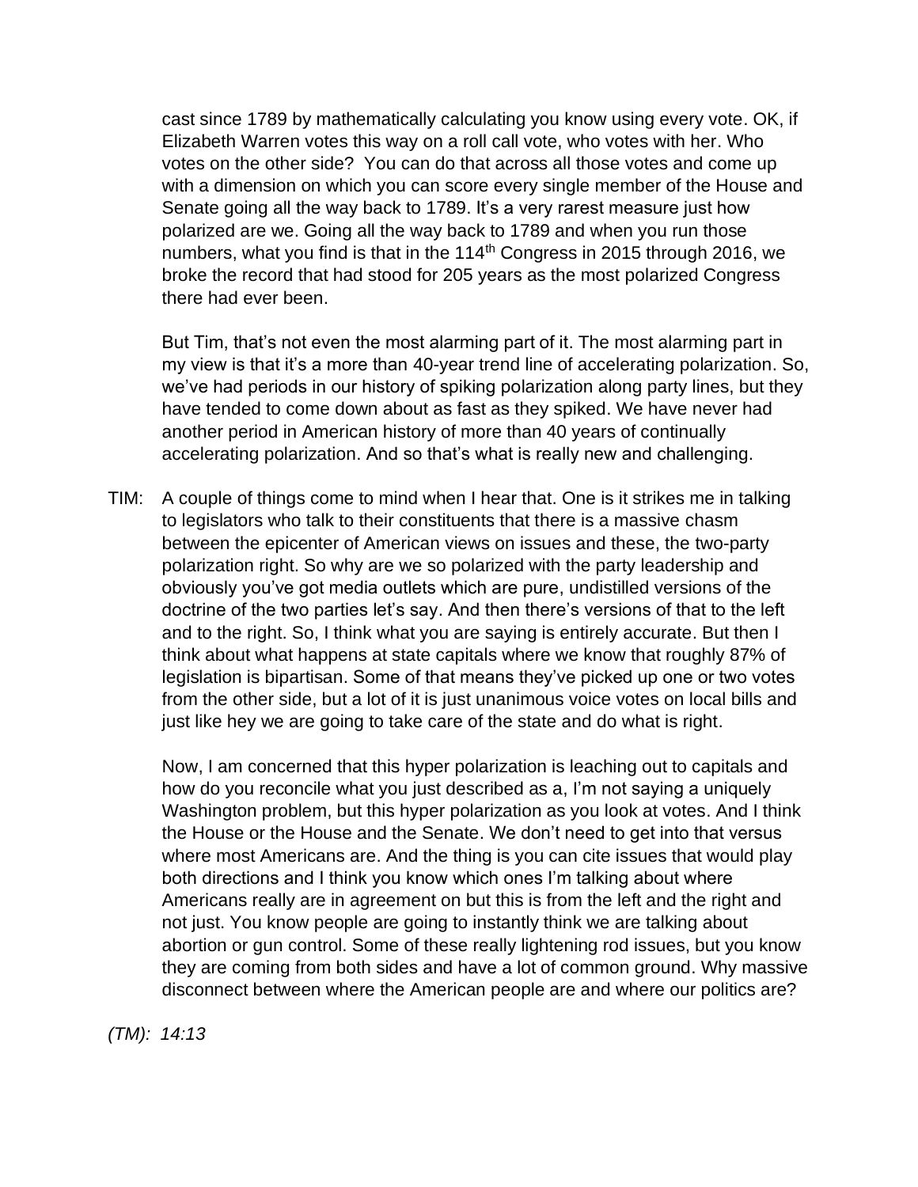cast since 1789 by mathematically calculating you know using every vote. OK, if Elizabeth Warren votes this way on a roll call vote, who votes with her. Who votes on the other side? You can do that across all those votes and come up with a dimension on which you can score every single member of the House and Senate going all the way back to 1789. It's a very rarest measure just how polarized are we. Going all the way back to 1789 and when you run those numbers, what you find is that in the 114th Congress in 2015 through 2016, we broke the record that had stood for 205 years as the most polarized Congress there had ever been.

But Tim, that's not even the most alarming part of it. The most alarming part in my view is that it's a more than 40-year trend line of accelerating polarization. So, we've had periods in our history of spiking polarization along party lines, but they have tended to come down about as fast as they spiked. We have never had another period in American history of more than 40 years of continually accelerating polarization. And so that's what is really new and challenging.

TIM: A couple of things come to mind when I hear that. One is it strikes me in talking to legislators who talk to their constituents that there is a massive chasm between the epicenter of American views on issues and these, the two-party polarization right. So why are we so polarized with the party leadership and obviously you've got media outlets which are pure, undistilled versions of the doctrine of the two parties let's say. And then there's versions of that to the left and to the right. So, I think what you are saying is entirely accurate. But then I think about what happens at state capitals where we know that roughly 87% of legislation is bipartisan. Some of that means they've picked up one or two votes from the other side, but a lot of it is just unanimous voice votes on local bills and just like hey we are going to take care of the state and do what is right.

Now, I am concerned that this hyper polarization is leaching out to capitals and how do you reconcile what you just described as a, I'm not saying a uniquely Washington problem, but this hyper polarization as you look at votes. And I think the House or the House and the Senate. We don't need to get into that versus where most Americans are. And the thing is you can cite issues that would play both directions and I think you know which ones I'm talking about where Americans really are in agreement on but this is from the left and the right and not just. You know people are going to instantly think we are talking about abortion or gun control. Some of these really lightening rod issues, but you know they are coming from both sides and have a lot of common ground. Why massive disconnect between where the American people are and where our politics are?

*(TM): 14:13*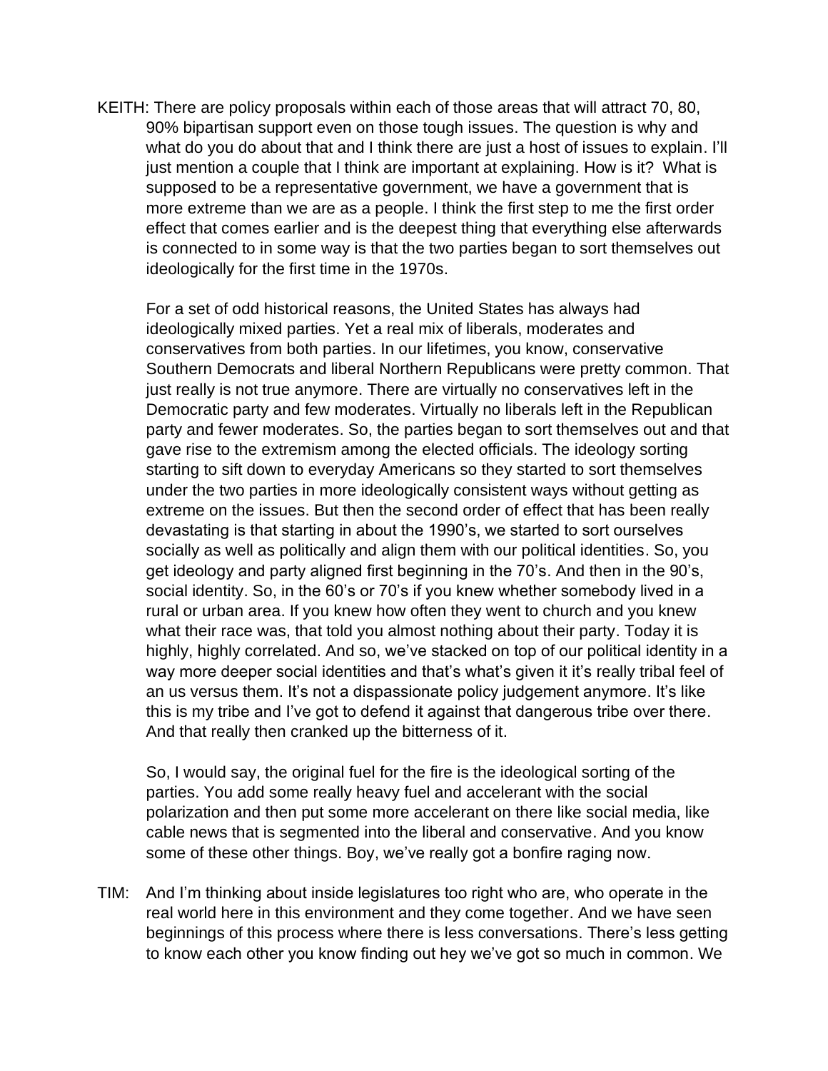KEITH: There are policy proposals within each of those areas that will attract 70, 80, 90% bipartisan support even on those tough issues. The question is why and what do you do about that and I think there are just a host of issues to explain. I'll just mention a couple that I think are important at explaining. How is it? What is supposed to be a representative government, we have a government that is more extreme than we are as a people. I think the first step to me the first order effect that comes earlier and is the deepest thing that everything else afterwards is connected to in some way is that the two parties began to sort themselves out ideologically for the first time in the 1970s.

For a set of odd historical reasons, the United States has always had ideologically mixed parties. Yet a real mix of liberals, moderates and conservatives from both parties. In our lifetimes, you know, conservative Southern Democrats and liberal Northern Republicans were pretty common. That just really is not true anymore. There are virtually no conservatives left in the Democratic party and few moderates. Virtually no liberals left in the Republican party and fewer moderates. So, the parties began to sort themselves out and that gave rise to the extremism among the elected officials. The ideology sorting starting to sift down to everyday Americans so they started to sort themselves under the two parties in more ideologically consistent ways without getting as extreme on the issues. But then the second order of effect that has been really devastating is that starting in about the 1990's, we started to sort ourselves socially as well as politically and align them with our political identities. So, you get ideology and party aligned first beginning in the 70's. And then in the 90's, social identity. So, in the 60's or 70's if you knew whether somebody lived in a rural or urban area. If you knew how often they went to church and you knew what their race was, that told you almost nothing about their party. Today it is highly, highly correlated. And so, we've stacked on top of our political identity in a way more deeper social identities and that's what's given it it's really tribal feel of an us versus them. It's not a dispassionate policy judgement anymore. It's like this is my tribe and I've got to defend it against that dangerous tribe over there. And that really then cranked up the bitterness of it.

So, I would say, the original fuel for the fire is the ideological sorting of the parties. You add some really heavy fuel and accelerant with the social polarization and then put some more accelerant on there like social media, like cable news that is segmented into the liberal and conservative. And you know some of these other things. Boy, we've really got a bonfire raging now.

TIM: And I'm thinking about inside legislatures too right who are, who operate in the real world here in this environment and they come together. And we have seen beginnings of this process where there is less conversations. There's less getting to know each other you know finding out hey we've got so much in common. We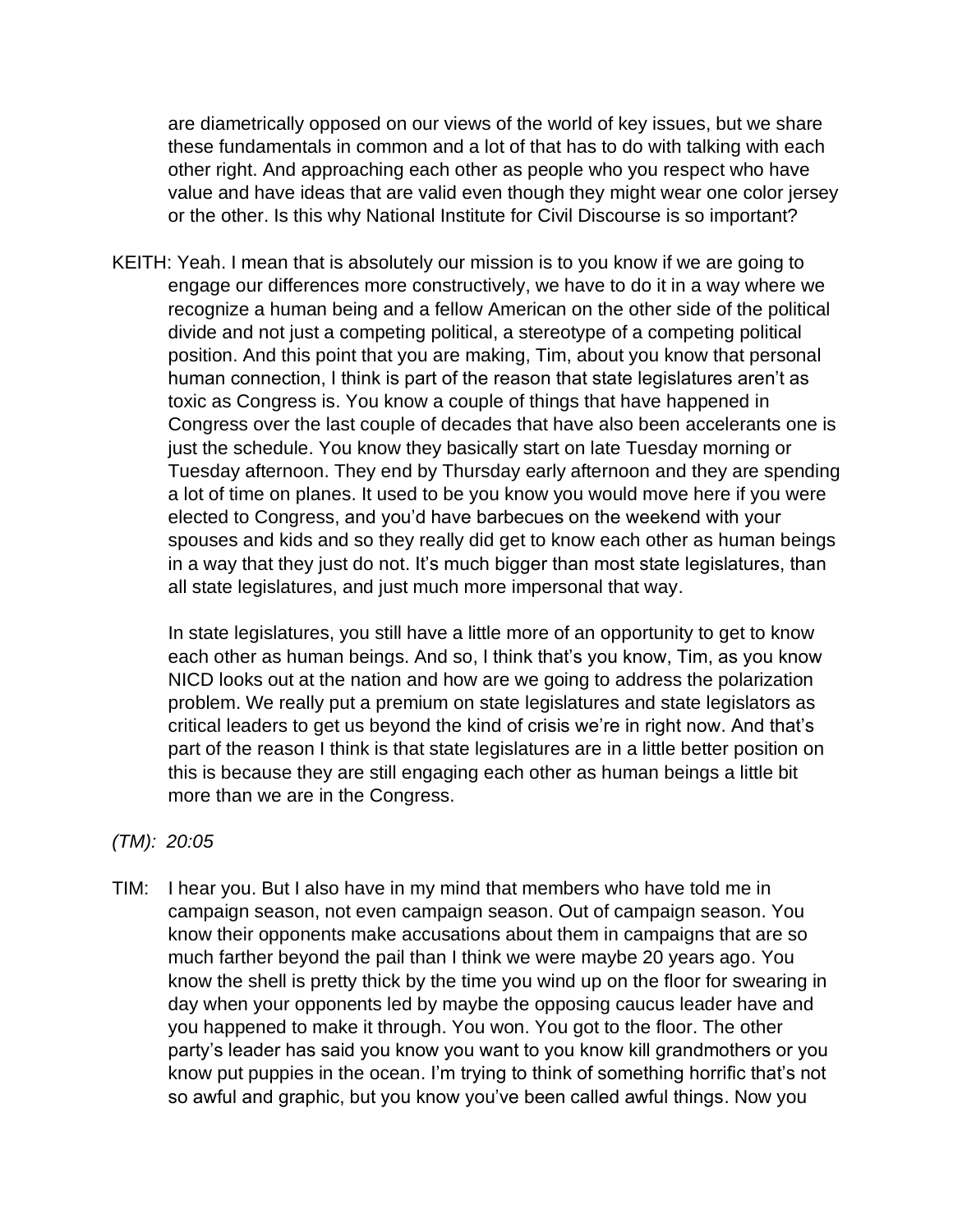are diametrically opposed on our views of the world of key issues, but we share these fundamentals in common and a lot of that has to do with talking with each other right. And approaching each other as people who you respect who have value and have ideas that are valid even though they might wear one color jersey or the other. Is this why National Institute for Civil Discourse is so important?

KEITH: Yeah. I mean that is absolutely our mission is to you know if we are going to engage our differences more constructively, we have to do it in a way where we recognize a human being and a fellow American on the other side of the political divide and not just a competing political, a stereotype of a competing political position. And this point that you are making, Tim, about you know that personal human connection, I think is part of the reason that state legislatures aren't as toxic as Congress is. You know a couple of things that have happened in Congress over the last couple of decades that have also been accelerants one is just the schedule. You know they basically start on late Tuesday morning or Tuesday afternoon. They end by Thursday early afternoon and they are spending a lot of time on planes. It used to be you know you would move here if you were elected to Congress, and you'd have barbecues on the weekend with your spouses and kids and so they really did get to know each other as human beings in a way that they just do not. It's much bigger than most state legislatures, than all state legislatures, and just much more impersonal that way.

In state legislatures, you still have a little more of an opportunity to get to know each other as human beings. And so, I think that's you know, Tim, as you know NICD looks out at the nation and how are we going to address the polarization problem. We really put a premium on state legislatures and state legislators as critical leaders to get us beyond the kind of crisis we're in right now. And that's part of the reason I think is that state legislatures are in a little better position on this is because they are still engaging each other as human beings a little bit more than we are in the Congress.

*(TM): 20:05*

TIM: I hear you. But I also have in my mind that members who have told me in campaign season, not even campaign season. Out of campaign season. You know their opponents make accusations about them in campaigns that are so much farther beyond the pail than I think we were maybe 20 years ago. You know the shell is pretty thick by the time you wind up on the floor for swearing in day when your opponents led by maybe the opposing caucus leader have and you happened to make it through. You won. You got to the floor. The other party's leader has said you know you want to you know kill grandmothers or you know put puppies in the ocean. I'm trying to think of something horrific that's not so awful and graphic, but you know you've been called awful things. Now you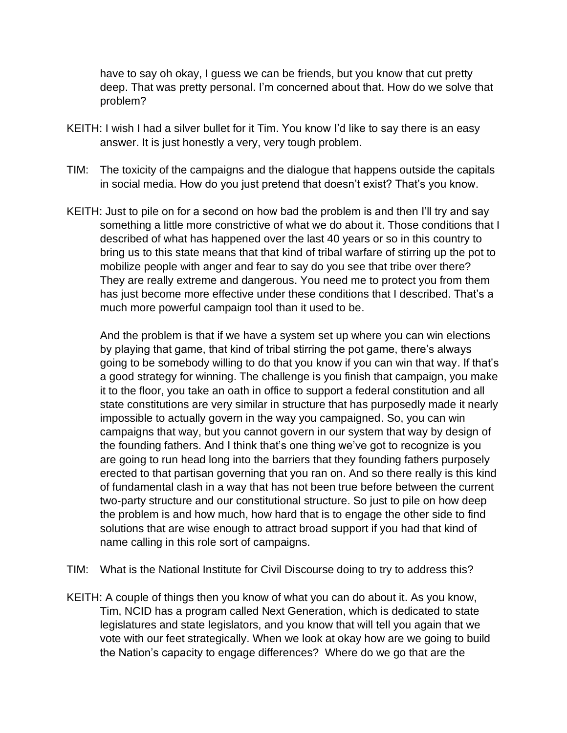have to say oh okay, I guess we can be friends, but you know that cut pretty deep. That was pretty personal. I'm concerned about that. How do we solve that problem?

KEITH: I wish I had a silver bullet for it Tim. You know I'd like to say there is an easy answer. It is just honestly a very, very tough problem.

TIM: The toxicity of the campaigns and the dialogue that happens outside the capitals in social media. How do you just pretend that doesn't exist? That's you know.

KEITH: Just to pile on for a second on how bad the problem is and then I'll try and say something a little more constrictive of what we do about it. Those conditions that I described of what has happened over the last 40 years or so in this country to bring us to this state means that that kind of tribal warfare of stirring up the pot to mobilize people with anger and fear to say do you see that tribe over there? They are really extreme and dangerous. You need me to protect you from them has just become more effective under these conditions that I described. That's a much more powerful campaign tool than it used to be.

And the problem is that if we have a system set up where you can win elections by playing that game, that kind of tribal stirring the pot game, there's always going to be somebody willing to do that you know if you can win that way. If that's a good strategy for winning. The challenge is you finish that campaign, you make it to the floor, you take an oath in office to support a federal constitution and all state constitutions are very similar in structure that has purposedly made it nearly impossible to actually govern in the way you campaigned. So, you can win campaigns that way, but you cannot govern in our system that way by design of the founding fathers. And I think that's one thing we've got to recognize is you are going to run head long into the barriers that they founding fathers purposely erected to that partisan governing that you ran on. And so there really is this kind of fundamental clash in a way that has not been true before between the current two-party structure and our constitutional structure. So just to pile on how deep the problem is and how much, how hard that is to engage the other side to find solutions that are wise enough to attract broad support if you had that kind of name calling in this role sort of campaigns.

TIM: What is the National Institute for Civil Discourse doing to try to address this?

KEITH: A couple of things then you know of what you can do about it. As you know, Tim, NCID has a program called Next Generation, which is dedicated to state legislatures and state legislators, and you know that will tell you again that we vote with our feet strategically. When we look at okay how are we going to build the Nation's capacity to engage differences? Where do we go that are the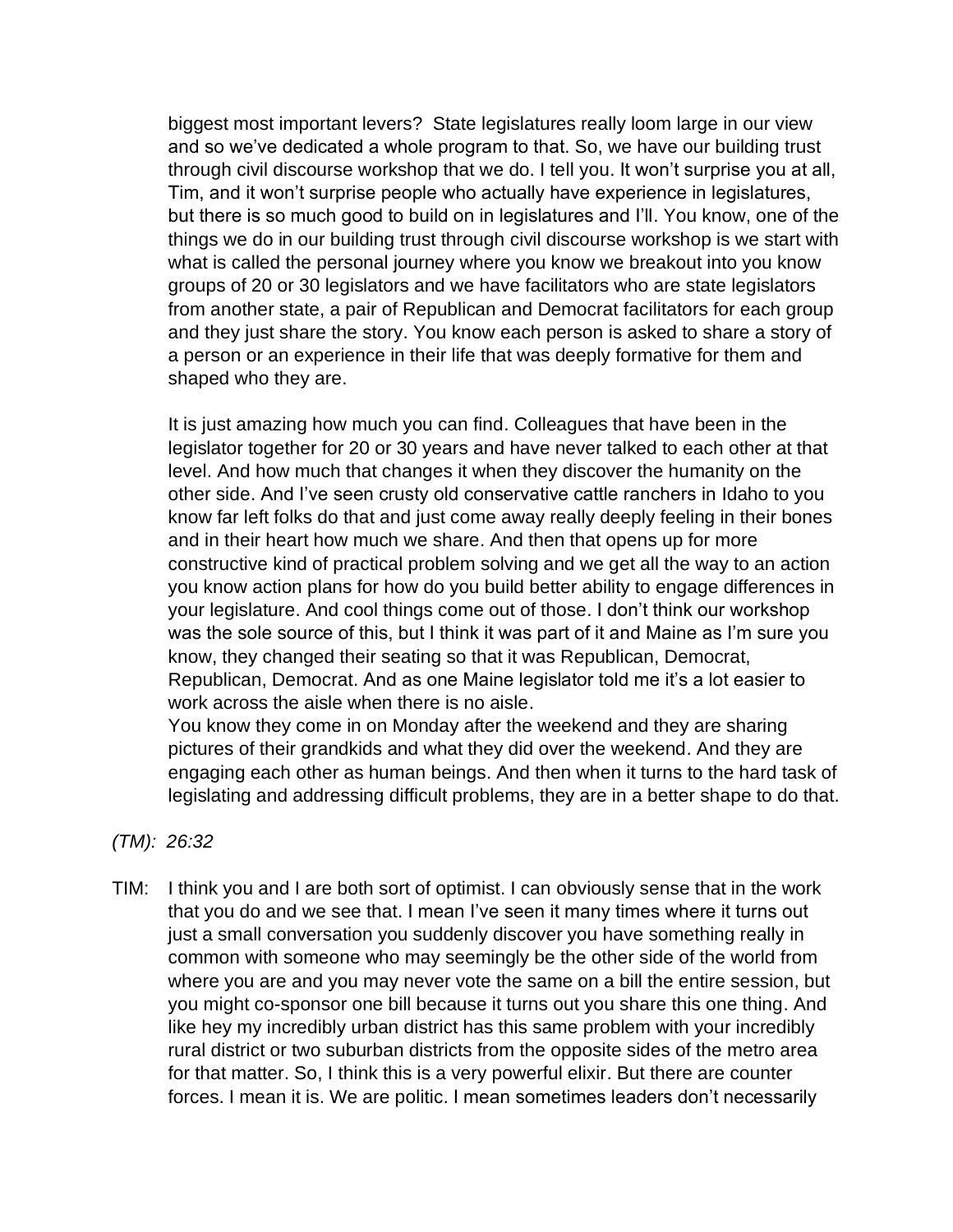biggest most important levers? State legislatures really loom large in our view and so we've dedicated a whole program to that. So, we have our building trust through civil discourse workshop that we do. I tell you. It won't surprise you at all, Tim, and it won't surprise people who actually have experience in legislatures, but there is so much good to build on in legislatures and I'll. You know, one of the things we do in our building trust through civil discourse workshop is we start with what is called the personal journey where you know we breakout into you know groups of 20 or 30 legislators and we have facilitators who are state legislators from another state, a pair of Republican and Democrat facilitators for each group and they just share the story. You know each person is asked to share a story of a person or an experience in their life that was deeply formative for them and shaped who they are.

It is just amazing how much you can find. Colleagues that have been in the legislator together for 20 or 30 years and have never talked to each other at that level. And how much that changes it when they discover the humanity on the other side. And I've seen crusty old conservative cattle ranchers in Idaho to you know far left folks do that and just come away really deeply feeling in their bones and in their heart how much we share. And then that opens up for more constructive kind of practical problem solving and we get all the way to an action you know action plans for how do you build better ability to engage differences in your legislature. And cool things come out of those. I don't think our workshop was the sole source of this, but I think it was part of it and Maine as I'm sure you know, they changed their seating so that it was Republican, Democrat, Republican, Democrat. And as one Maine legislator told me it's a lot easier to work across the aisle when there is no aisle.
You know they come in on Monday after the weekend and they are sharing pictures of their grandkids and what they did over the weekend. And they are engaging each other as human beings. And then when it turns to the hard task of legislating and addressing difficult problems, they are in a better shape to do that.

*(TM): 26:32*

TIM: I think you and I are both sort of optimist. I can obviously sense that in the work that you do and we see that. I mean I've seen it many times where it turns out just a small conversation you suddenly discover you have something really in common with someone who may seemingly be the other side of the world from where you are and you may never vote the same on a bill the entire session, but you might co-sponsor one bill because it turns out you share this one thing. And like hey my incredibly urban district has this same problem with your incredibly rural district or two suburban districts from the opposite sides of the metro area for that matter. So, I think this is a very powerful elixir. But there are counter forces. I mean it is. We are politic. I mean sometimes leaders don't necessarily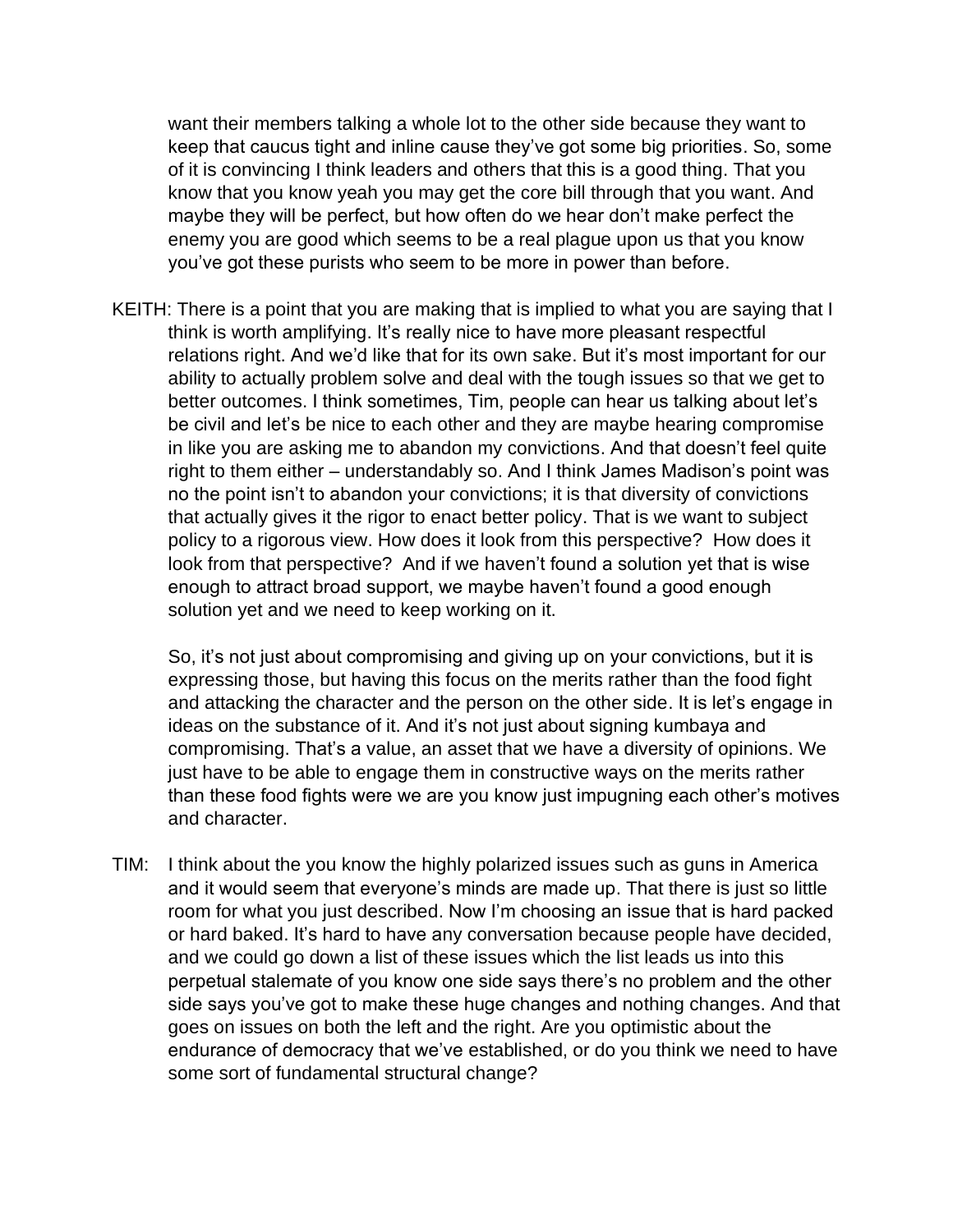want their members talking a whole lot to the other side because they want to keep that caucus tight and inline cause they've got some big priorities. So, some of it is convincing I think leaders and others that this is a good thing. That you know that you know yeah you may get the core bill through that you want. And maybe they will be perfect, but how often do we hear don't make perfect the enemy you are good which seems to be a real plague upon us that you know you've got these purists who seem to be more in power than before.

KEITH: There is a point that you are making that is implied to what you are saying that I think is worth amplifying. It's really nice to have more pleasant respectful relations right. And we'd like that for its own sake. But it's most important for our ability to actually problem solve and deal with the tough issues so that we get to better outcomes. I think sometimes, Tim, people can hear us talking about let's be civil and let's be nice to each other and they are maybe hearing compromise in like you are asking me to abandon my convictions. And that doesn't feel quite right to them either – understandably so. And I think James Madison's point was no the point isn't to abandon your convictions; it is that diversity of convictions that actually gives it the rigor to enact better policy. That is we want to subject policy to a rigorous view. How does it look from this perspective? How does it look from that perspective? And if we haven't found a solution yet that is wise enough to attract broad support, we maybe haven't found a good enough solution yet and we need to keep working on it.

So, it's not just about compromising and giving up on your convictions, but it is expressing those, but having this focus on the merits rather than the food fight and attacking the character and the person on the other side. It is let's engage in ideas on the substance of it. And it's not just about signing kumbaya and compromising. That's a value, an asset that we have a diversity of opinions. We just have to be able to engage them in constructive ways on the merits rather than these food fights were we are you know just impugning each other's motives and character.

TIM: I think about the you know the highly polarized issues such as guns in America and it would seem that everyone's minds are made up. That there is just so little room for what you just described. Now I'm choosing an issue that is hard packed or hard baked. It's hard to have any conversation because people have decided, and we could go down a list of these issues which the list leads us into this perpetual stalemate of you know one side says there's no problem and the other side says you've got to make these huge changes and nothing changes. And that goes on issues on both the left and the right. Are you optimistic about the endurance of democracy that we've established, or do you think we need to have some sort of fundamental structural change?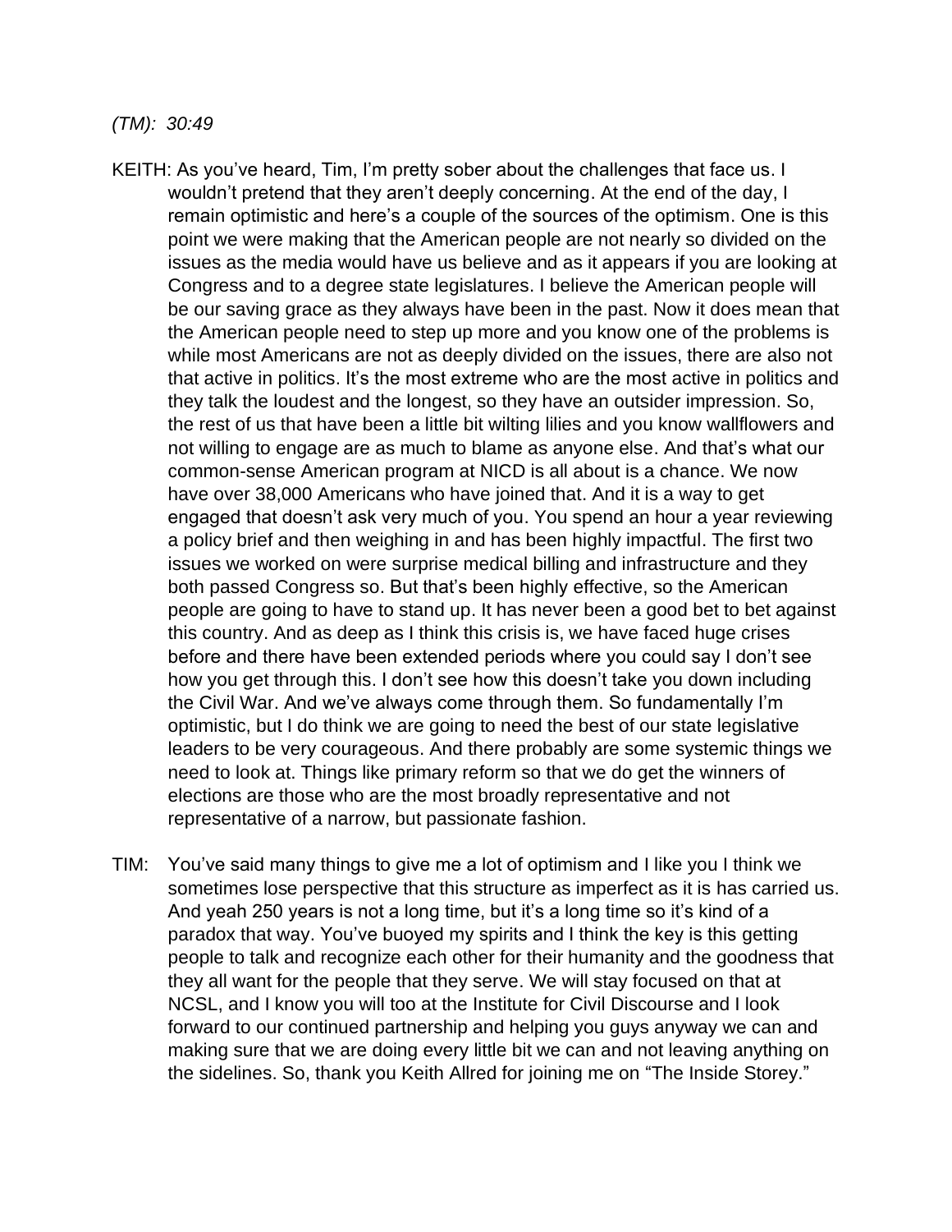*(TM): 30:49*

KEITH: As you've heard, Tim, I'm pretty sober about the challenges that face us. I wouldn't pretend that they aren't deeply concerning. At the end of the day, I remain optimistic and here's a couple of the sources of the optimism. One is this point we were making that the American people are not nearly so divided on the issues as the media would have us believe and as it appears if you are looking at Congress and to a degree state legislatures. I believe the American people will be our saving grace as they always have been in the past. Now it does mean that the American people need to step up more and you know one of the problems is while most Americans are not as deeply divided on the issues, there are also not that active in politics. It's the most extreme who are the most active in politics and they talk the loudest and the longest, so they have an outsider impression. So, the rest of us that have been a little bit wilting lilies and you know wallflowers and not willing to engage are as much to blame as anyone else. And that's what our common-sense American program at NICD is all about is a chance. We now have over 38,000 Americans who have joined that. And it is a way to get engaged that doesn't ask very much of you. You spend an hour a year reviewing a policy brief and then weighing in and has been highly impactful. The first two issues we worked on were surprise medical billing and infrastructure and they both passed Congress so. But that's been highly effective, so the American people are going to have to stand up. It has never been a good bet to bet against this country. And as deep as I think this crisis is, we have faced huge crises before and there have been extended periods where you could say I don't see how you get through this. I don't see how this doesn't take you down including the Civil War. And we've always come through them. So fundamentally I'm optimistic, but I do think we are going to need the best of our state legislative leaders to be very courageous. And there probably are some systemic things we need to look at. Things like primary reform so that we do get the winners of elections are those who are the most broadly representative and not representative of a narrow, but passionate fashion.

TIM: You've said many things to give me a lot of optimism and I like you I think we sometimes lose perspective that this structure as imperfect as it is has carried us. And yeah 250 years is not a long time, but it's a long time so it's kind of a paradox that way. You've buoyed my spirits and I think the key is this getting people to talk and recognize each other for their humanity and the goodness that they all want for the people that they serve. We will stay focused on that at NCSL, and I know you will too at the Institute for Civil Discourse and I look forward to our continued partnership and helping you guys anyway we can and making sure that we are doing every little bit we can and not leaving anything on the sidelines. So, thank you Keith Allred for joining me on "The Inside Storey."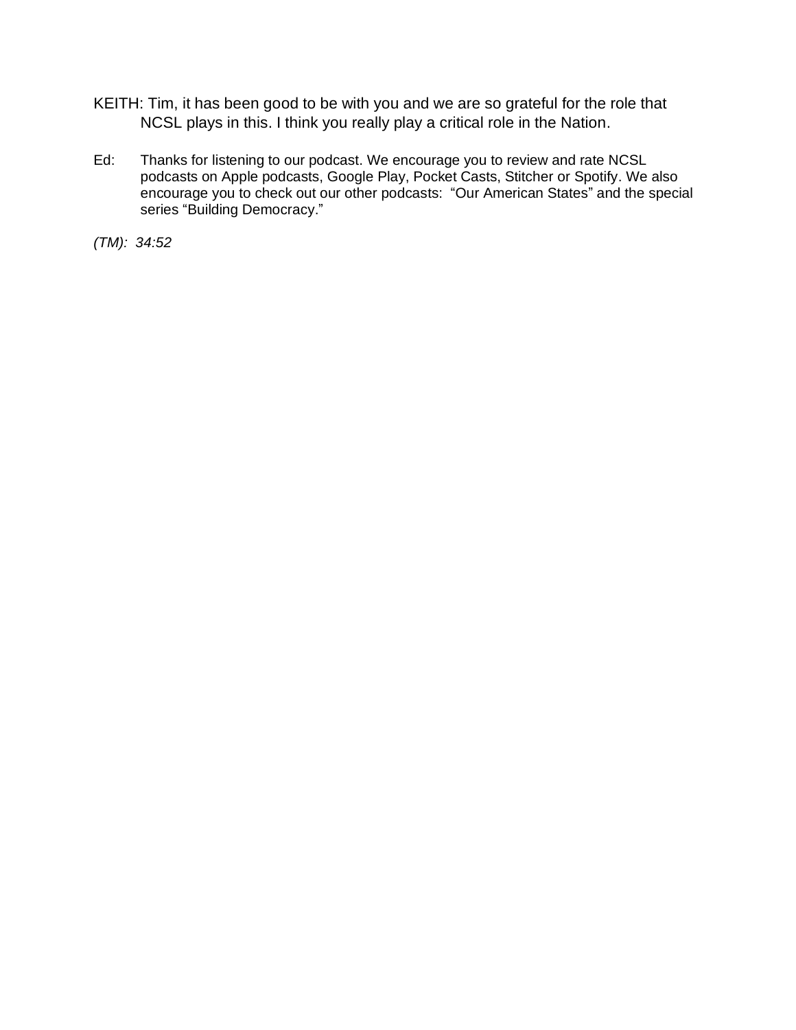KEITH: Tim, it has been good to be with you and we are so grateful for the role that NCSL plays in this. I think you really play a critical role in the Nation.

Ed: Thanks for listening to our podcast. We encourage you to review and rate NCSL podcasts on Apple podcasts, Google Play, Pocket Casts, Stitcher or Spotify. We also encourage you to check out our other podcasts: "Our American States" and the special series "Building Democracy."

*(TM): 34:52*